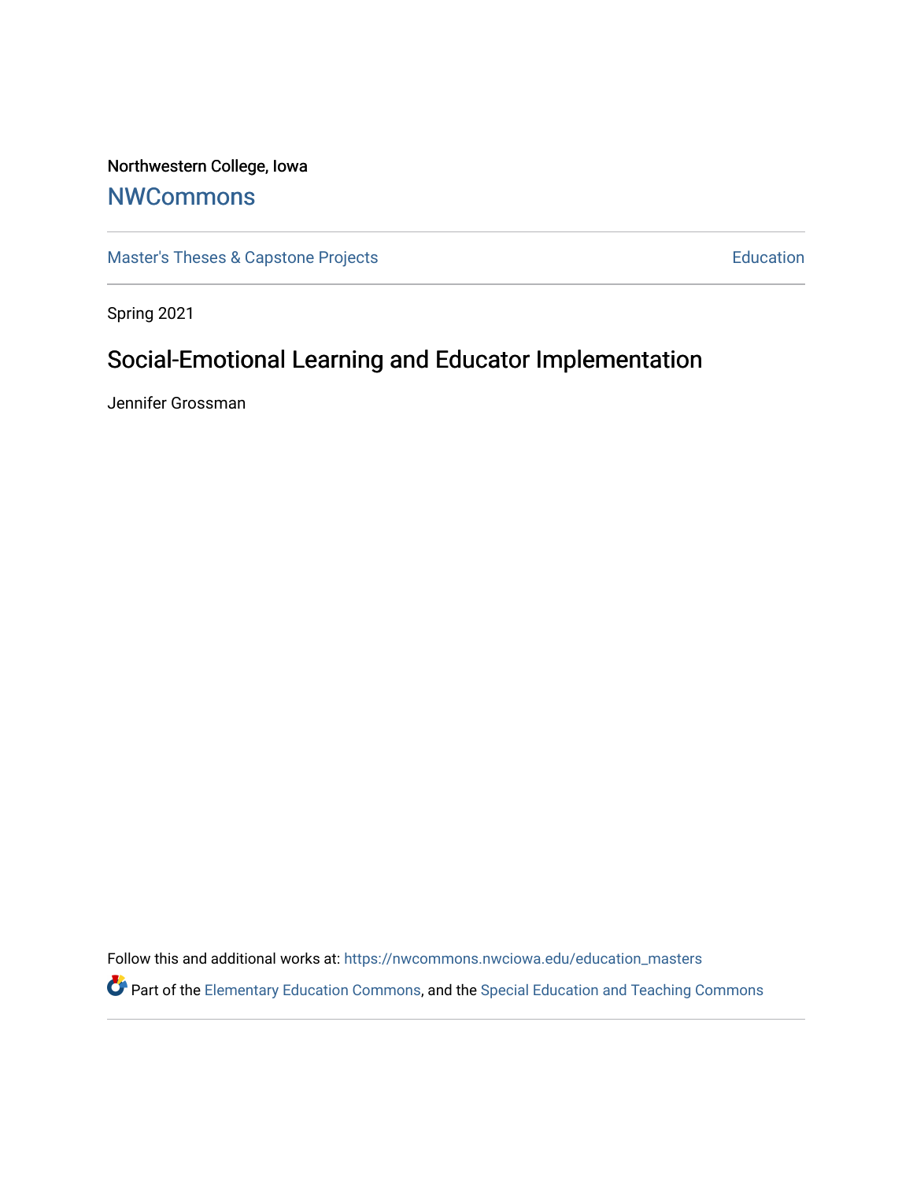Northwestern College, Iowa

# NWCommons

Master's Theses & Capstone Projects | Education

Spring 2021

## Social-Emotional Learning and Educator Implementation

Jennifer Grossman

Follow this and additional works at: https://nwcommons.nwciowa.edu/education_masters

Part of the Elementary Education Commons, and the Special Education and Teaching Commons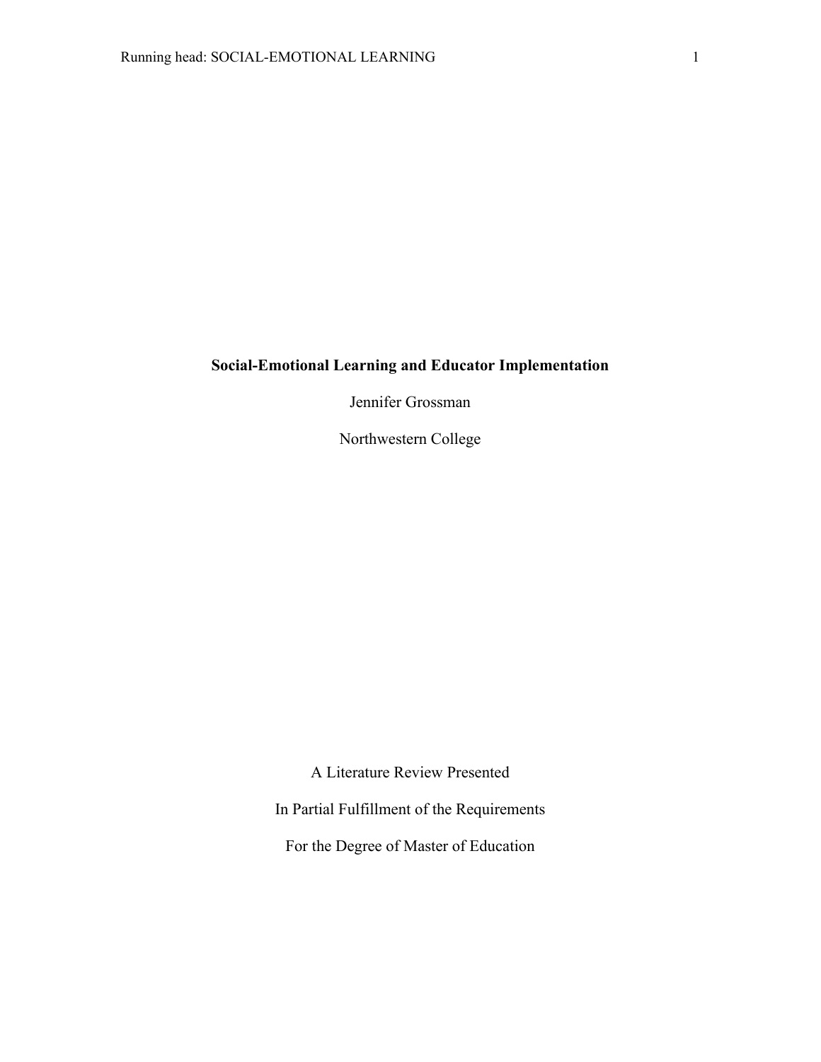**Social-Emotional Learning and Educator Implementation**

Jennifer Grossman

Northwestern College

A Literature Review Presented

In Partial Fulfillment of the Requirements

For the Degree of Master of Education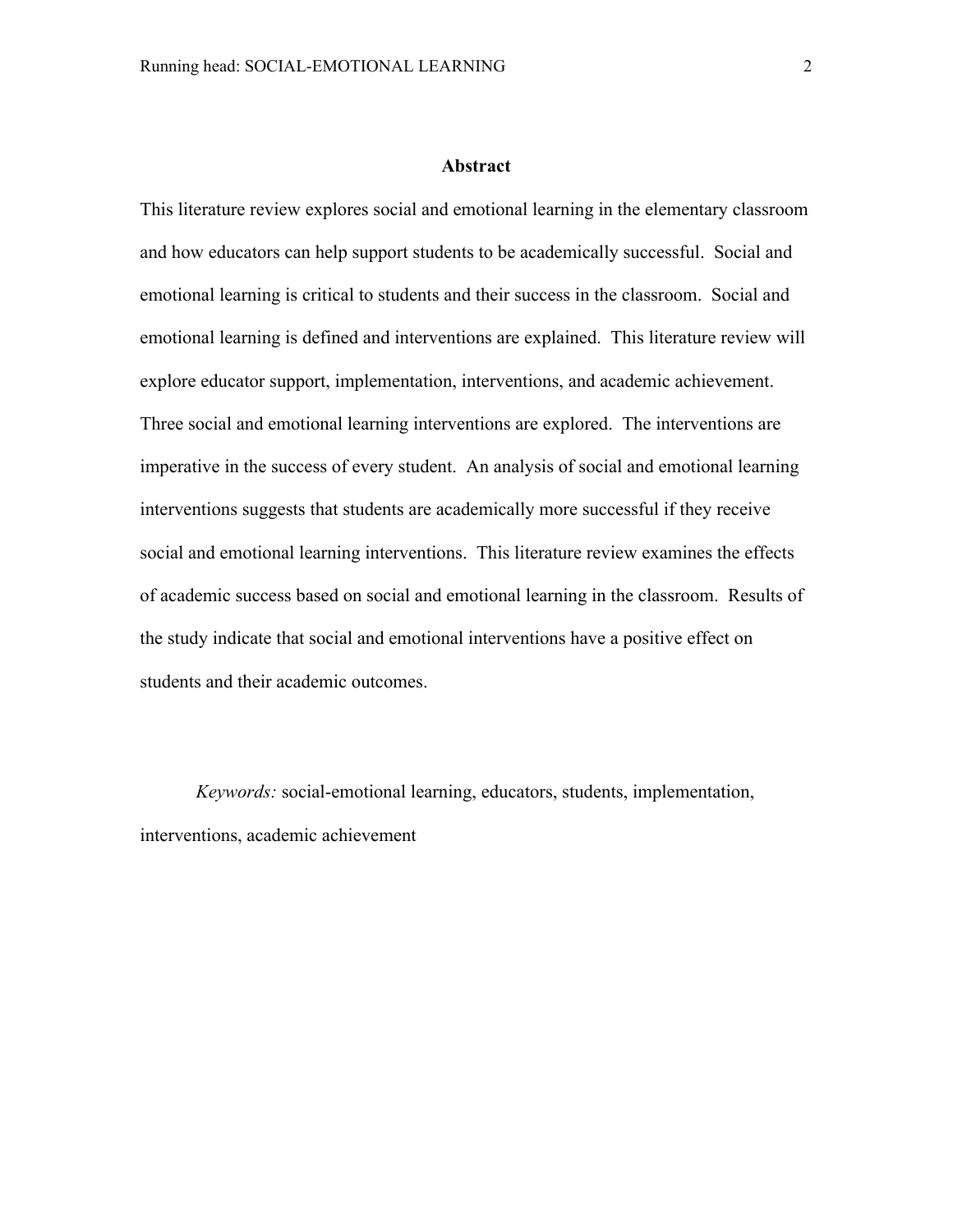## Abstract

This literature review explores social and emotional learning in the elementary classroom and how educators can help support students to be academically successful. Social and emotional learning is critical to students and their success in the classroom. Social and emotional learning is defined and interventions are explained. This literature review will explore educator support, implementation, interventions, and academic achievement. Three social and emotional learning interventions are explored. The interventions are imperative in the success of every student. An analysis of social and emotional learning interventions suggests that students are academically more successful if they receive social and emotional learning interventions. This literature review examines the effects of academic success based on social and emotional learning in the classroom. Results of the study indicate that social and emotional interventions have a positive effect on students and their academic outcomes.

*Keywords:* social-emotional learning, educators, students, implementation, interventions, academic achievement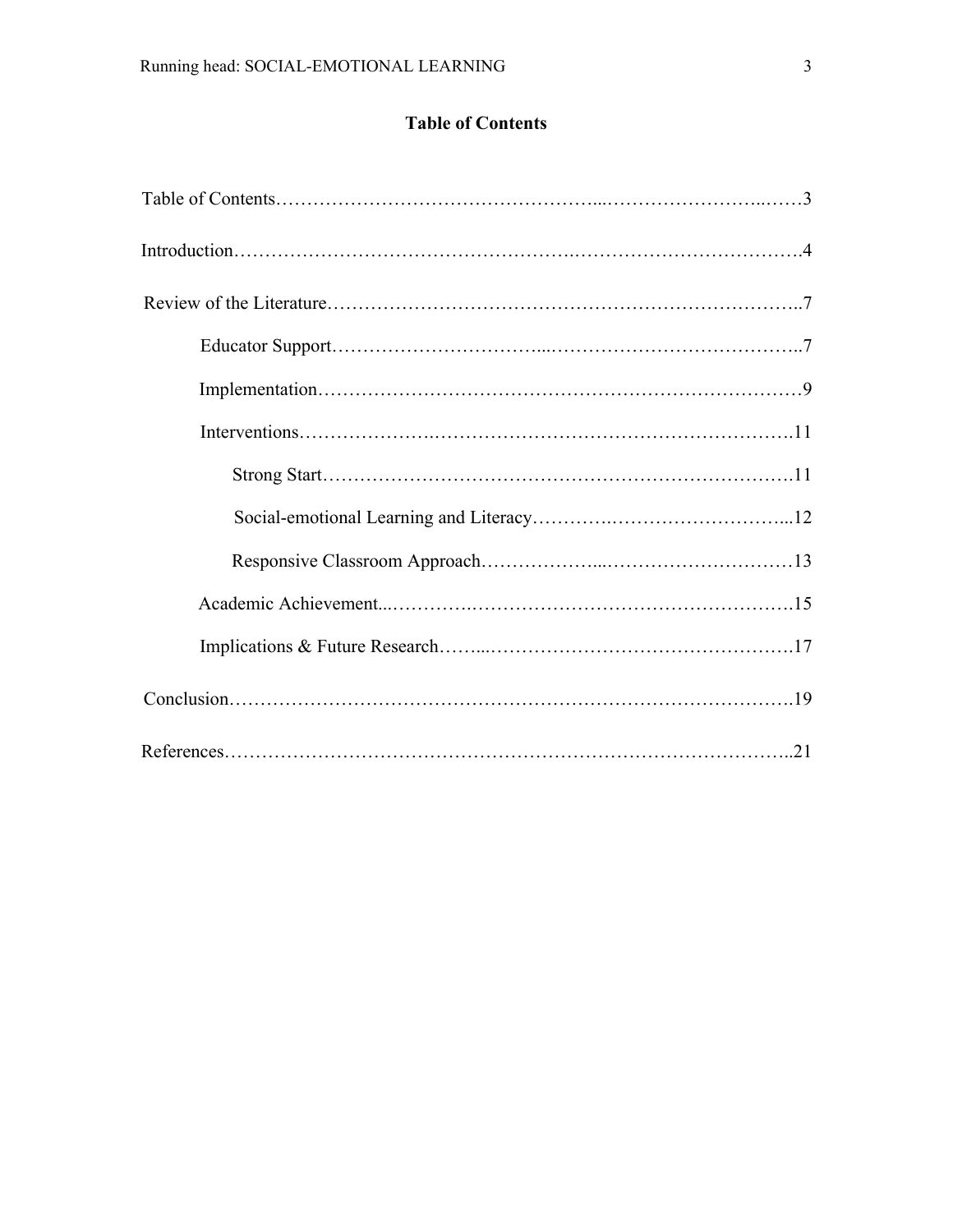# Table of Contents

Table of Contents……………………………………………...……………………..……3

Introduction……………………………………………….……………………………….4

Review of the Literature………………………………………………………………..7

- Educator Support…………………………...…………………………………..7
- Implementation…………………………………………………………………9
- Interventions…………………….……………………….……………………….11
    - Strong Start……………………………………………………………….11
    - Social-emotional Learning and Literacy………….………………………...12
    - Responsive Classroom Approach………………...…………………………13
- Academic Achievement...………….…………………………………………….15
- Implications & Future Research……...………………………………….……….17

Conclusion…………………………………………………….………………………….19

References……………………………………………………………………………..21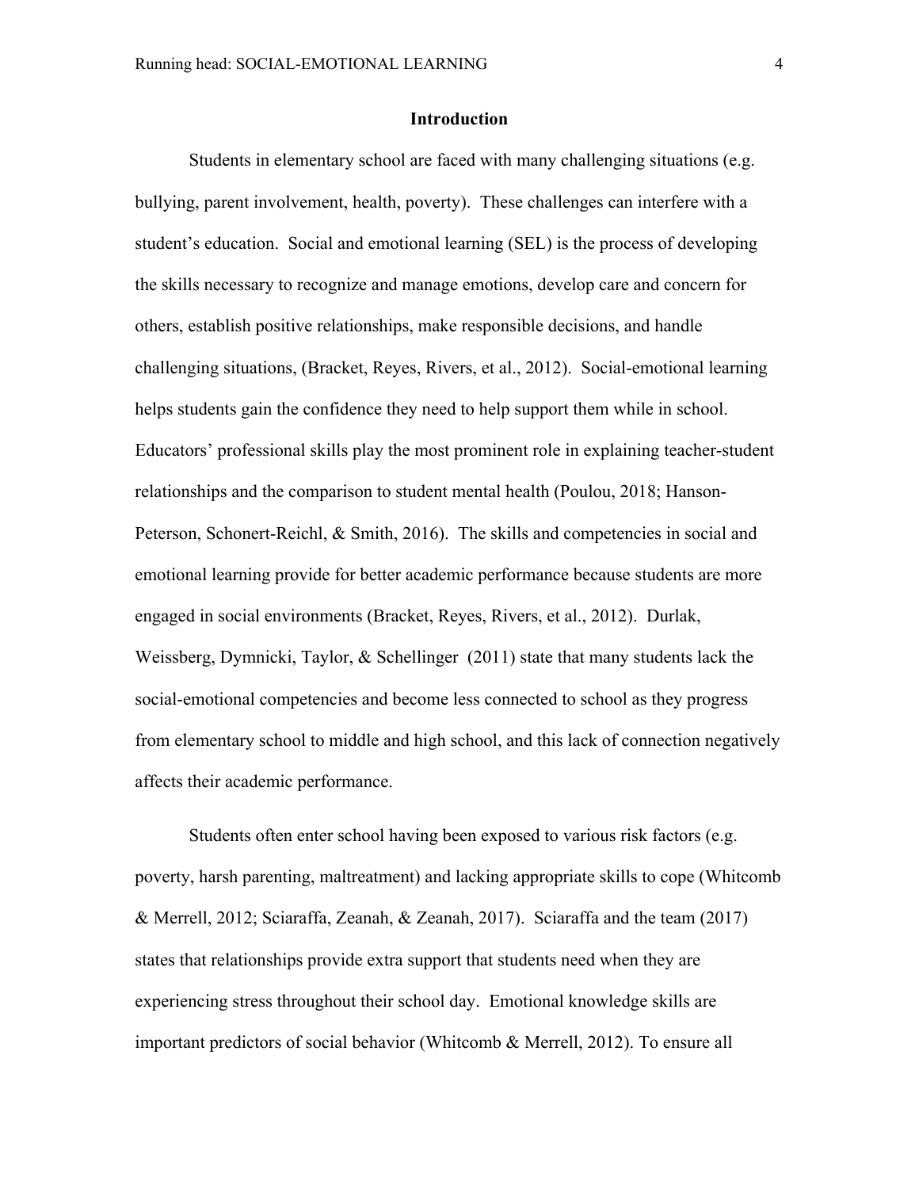## Introduction

Students in elementary school are faced with many challenging situations (e.g. bullying, parent involvement, health, poverty). These challenges can interfere with a student's education. Social and emotional learning (SEL) is the process of developing the skills necessary to recognize and manage emotions, develop care and concern for others, establish positive relationships, make responsible decisions, and handle challenging situations, (Bracket, Reyes, Rivers, et al., 2012). Social-emotional learning helps students gain the confidence they need to help support them while in school. Educators' professional skills play the most prominent role in explaining teacher-student relationships and the comparison to student mental health (Poulou, 2018; Hanson-Peterson, Schonert-Reichl, & Smith, 2016). The skills and competencies in social and emotional learning provide for better academic performance because students are more engaged in social environments (Bracket, Reyes, Rivers, et al., 2012). Durlak, Weissberg, Dymnicki, Taylor, & Schellinger (2011) state that many students lack the social-emotional competencies and become less connected to school as they progress from elementary school to middle and high school, and this lack of connection negatively affects their academic performance.

Students often enter school having been exposed to various risk factors (e.g. poverty, harsh parenting, maltreatment) and lacking appropriate skills to cope (Whitcomb & Merrell, 2012; Sciaraffa, Zeanah, & Zeanah, 2017). Sciaraffa and the team (2017) states that relationships provide extra support that students need when they are experiencing stress throughout their school day. Emotional knowledge skills are important predictors of social behavior (Whitcomb & Merrell, 2012). To ensure all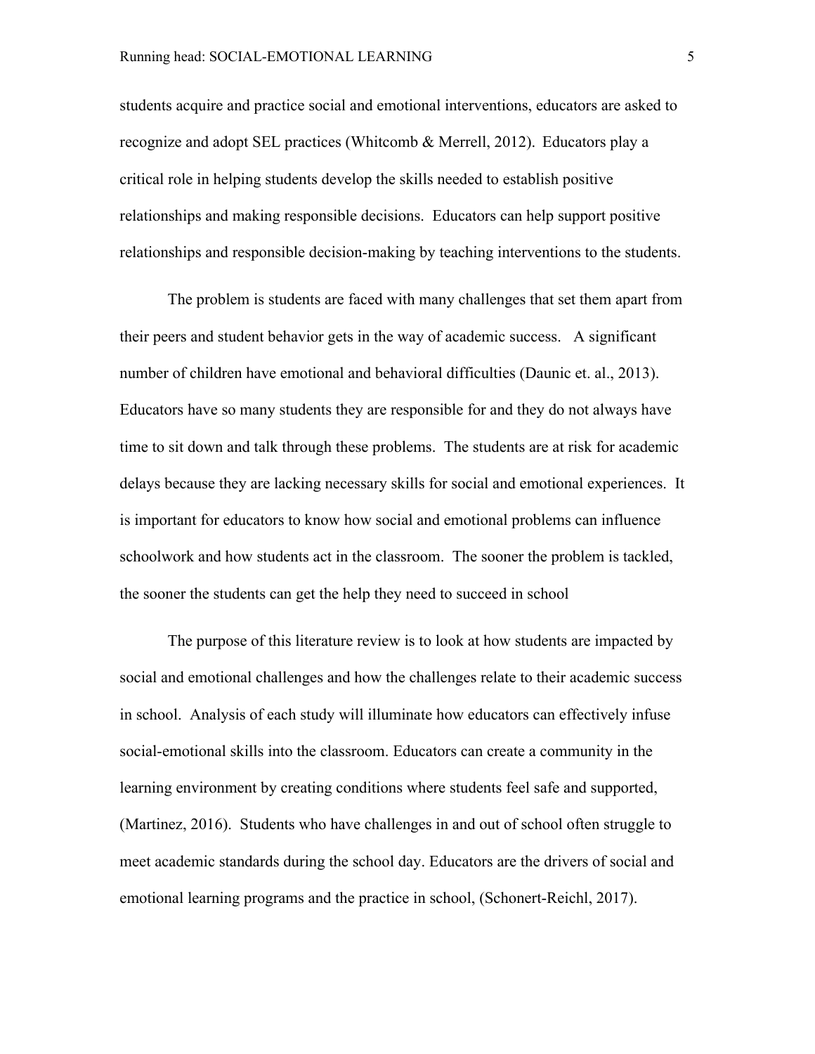students acquire and practice social and emotional interventions, educators are asked to recognize and adopt SEL practices (Whitcomb & Merrell, 2012). Educators play a critical role in helping students develop the skills needed to establish positive relationships and making responsible decisions. Educators can help support positive relationships and responsible decision-making by teaching interventions to the students.

The problem is students are faced with many challenges that set them apart from their peers and student behavior gets in the way of academic success. A significant number of children have emotional and behavioral difficulties (Daunic et. al., 2013). Educators have so many students they are responsible for and they do not always have time to sit down and talk through these problems. The students are at risk for academic delays because they are lacking necessary skills for social and emotional experiences. It is important for educators to know how social and emotional problems can influence schoolwork and how students act in the classroom. The sooner the problem is tackled, the sooner the students can get the help they need to succeed in school

The purpose of this literature review is to look at how students are impacted by social and emotional challenges and how the challenges relate to their academic success in school. Analysis of each study will illuminate how educators can effectively infuse social-emotional skills into the classroom. Educators can create a community in the learning environment by creating conditions where students feel safe and supported, (Martinez, 2016). Students who have challenges in and out of school often struggle to meet academic standards during the school day. Educators are the drivers of social and emotional learning programs and the practice in school, (Schonert-Reichl, 2017).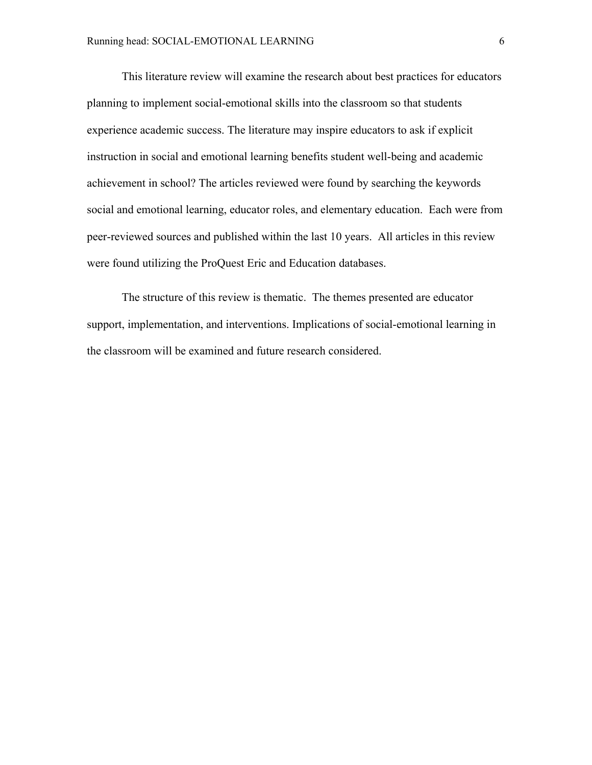This literature review will examine the research about best practices for educators planning to implement social-emotional skills into the classroom so that students experience academic success. The literature may inspire educators to ask if explicit instruction in social and emotional learning benefits student well-being and academic achievement in school? The articles reviewed were found by searching the keywords social and emotional learning, educator roles, and elementary education. Each were from peer-reviewed sources and published within the last 10 years. All articles in this review were found utilizing the ProQuest Eric and Education databases.

The structure of this review is thematic. The themes presented are educator support, implementation, and interventions. Implications of social-emotional learning in the classroom will be examined and future research considered.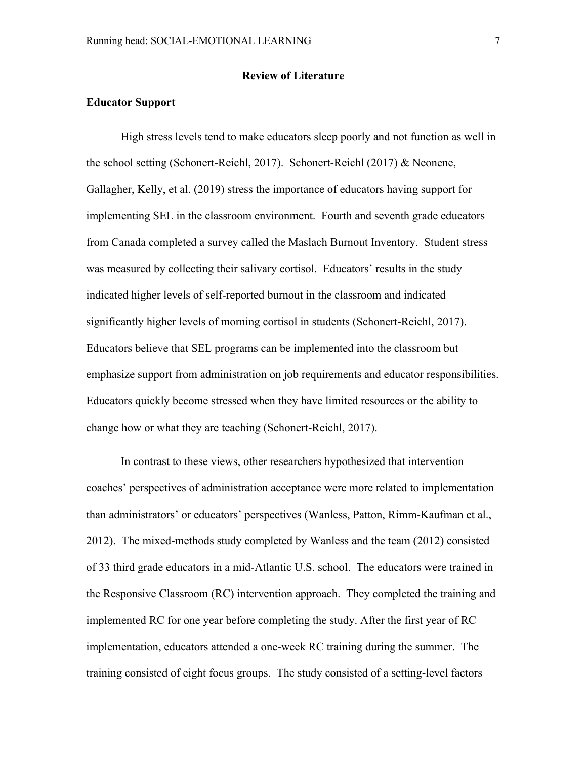## Review of Literature

### Educator Support

High stress levels tend to make educators sleep poorly and not function as well in the school setting (Schonert-Reichl, 2017). Schonert-Reichl (2017) & Neonene, Gallagher, Kelly, et al. (2019) stress the importance of educators having support for implementing SEL in the classroom environment. Fourth and seventh grade educators from Canada completed a survey called the Maslach Burnout Inventory. Student stress was measured by collecting their salivary cortisol. Educators' results in the study indicated higher levels of self-reported burnout in the classroom and indicated significantly higher levels of morning cortisol in students (Schonert-Reichl, 2017). Educators believe that SEL programs can be implemented into the classroom but emphasize support from administration on job requirements and educator responsibilities. Educators quickly become stressed when they have limited resources or the ability to change how or what they are teaching (Schonert-Reichl, 2017).

In contrast to these views, other researchers hypothesized that intervention coaches' perspectives of administration acceptance were more related to implementation than administrators' or educators' perspectives (Wanless, Patton, Rimm-Kaufman et al., 2012). The mixed-methods study completed by Wanless and the team (2012) consisted of 33 third grade educators in a mid-Atlantic U.S. school. The educators were trained in the Responsive Classroom (RC) intervention approach. They completed the training and implemented RC for one year before completing the study. After the first year of RC implementation, educators attended a one-week RC training during the summer. The training consisted of eight focus groups. The study consisted of a setting-level factors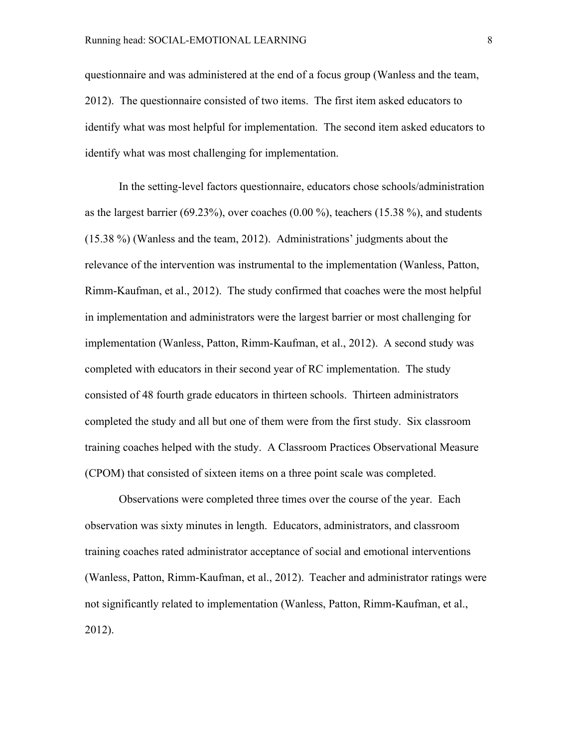questionnaire and was administered at the end of a focus group (Wanless and the team, 2012). The questionnaire consisted of two items. The first item asked educators to identify what was most helpful for implementation. The second item asked educators to identify what was most challenging for implementation.

In the setting-level factors questionnaire, educators chose schools/administration as the largest barrier (69.23%), over coaches (0.00 %), teachers (15.38 %), and students (15.38 %) (Wanless and the team, 2012). Administrations' judgments about the relevance of the intervention was instrumental to the implementation (Wanless, Patton, Rimm-Kaufman, et al., 2012). The study confirmed that coaches were the most helpful in implementation and administrators were the largest barrier or most challenging for implementation (Wanless, Patton, Rimm-Kaufman, et al., 2012). A second study was completed with educators in their second year of RC implementation. The study consisted of 48 fourth grade educators in thirteen schools. Thirteen administrators completed the study and all but one of them were from the first study. Six classroom training coaches helped with the study. A Classroom Practices Observational Measure (CPOM) that consisted of sixteen items on a three point scale was completed.

Observations were completed three times over the course of the year. Each observation was sixty minutes in length. Educators, administrators, and classroom training coaches rated administrator acceptance of social and emotional interventions (Wanless, Patton, Rimm-Kaufman, et al., 2012). Teacher and administrator ratings were not significantly related to implementation (Wanless, Patton, Rimm-Kaufman, et al., 2012).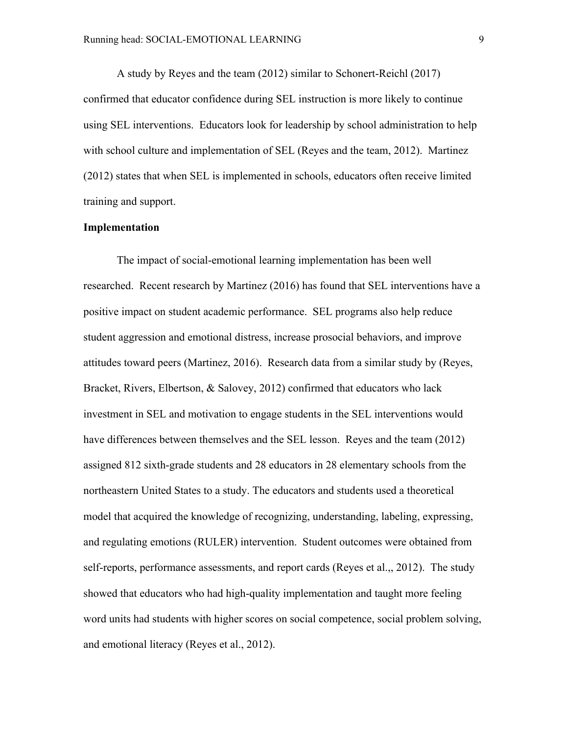A study by Reyes and the team (2012) similar to Schonert-Reichl (2017) confirmed that educator confidence during SEL instruction is more likely to continue using SEL interventions. Educators look for leadership by school administration to help with school culture and implementation of SEL (Reyes and the team, 2012). Martinez (2012) states that when SEL is implemented in schools, educators often receive limited training and support.

**Implementation**

The impact of social-emotional learning implementation has been well researched. Recent research by Martinez (2016) has found that SEL interventions have a positive impact on student academic performance. SEL programs also help reduce student aggression and emotional distress, increase prosocial behaviors, and improve attitudes toward peers (Martinez, 2016). Research data from a similar study by (Reyes, Bracket, Rivers, Elbertson, & Salovey, 2012) confirmed that educators who lack investment in SEL and motivation to engage students in the SEL interventions would have differences between themselves and the SEL lesson. Reyes and the team (2012) assigned 812 sixth-grade students and 28 educators in 28 elementary schools from the northeastern United States to a study. The educators and students used a theoretical model that acquired the knowledge of recognizing, understanding, labeling, expressing, and regulating emotions (RULER) intervention. Student outcomes were obtained from self-reports, performance assessments, and report cards (Reyes et al.,, 2012). The study showed that educators who had high-quality implementation and taught more feeling word units had students with higher scores on social competence, social problem solving, and emotional literacy (Reyes et al., 2012).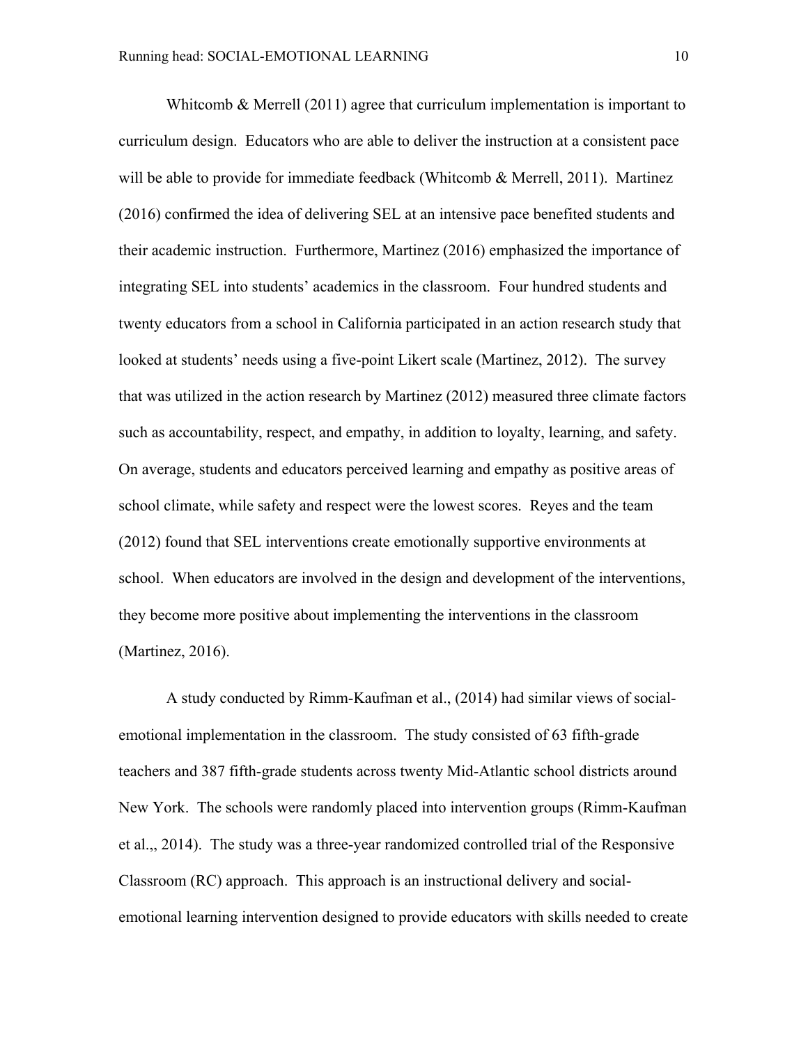Whitcomb & Merrell (2011) agree that curriculum implementation is important to curriculum design. Educators who are able to deliver the instruction at a consistent pace will be able to provide for immediate feedback (Whitcomb & Merrell, 2011). Martinez (2016) confirmed the idea of delivering SEL at an intensive pace benefited students and their academic instruction. Furthermore, Martinez (2016) emphasized the importance of integrating SEL into students' academics in the classroom. Four hundred students and twenty educators from a school in California participated in an action research study that looked at students' needs using a five-point Likert scale (Martinez, 2012). The survey that was utilized in the action research by Martinez (2012) measured three climate factors such as accountability, respect, and empathy, in addition to loyalty, learning, and safety. On average, students and educators perceived learning and empathy as positive areas of school climate, while safety and respect were the lowest scores. Reyes and the team (2012) found that SEL interventions create emotionally supportive environments at school. When educators are involved in the design and development of the interventions, they become more positive about implementing the interventions in the classroom (Martinez, 2016).

A study conducted by Rimm-Kaufman et al., (2014) had similar views of social-emotional implementation in the classroom. The study consisted of 63 fifth-grade teachers and 387 fifth-grade students across twenty Mid-Atlantic school districts around New York. The schools were randomly placed into intervention groups (Rimm-Kaufman et al.,, 2014). The study was a three-year randomized controlled trial of the Responsive Classroom (RC) approach. This approach is an instructional delivery and social-emotional learning intervention designed to provide educators with skills needed to create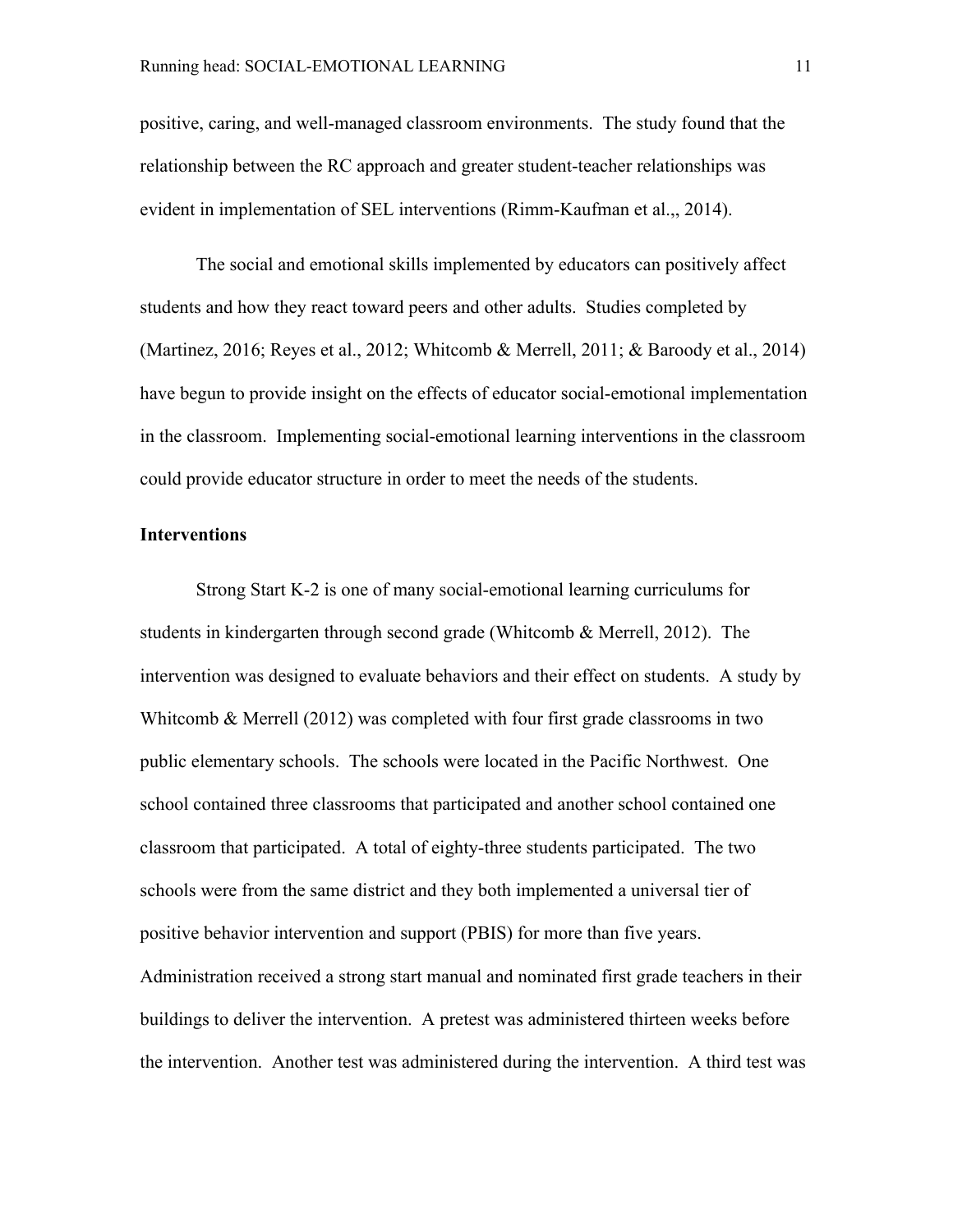positive, caring, and well-managed classroom environments. The study found that the relationship between the RC approach and greater student-teacher relationships was evident in implementation of SEL interventions (Rimm-Kaufman et al.,, 2014).

The social and emotional skills implemented by educators can positively affect students and how they react toward peers and other adults. Studies completed by (Martinez, 2016; Reyes et al., 2012; Whitcomb & Merrell, 2011; & Baroody et al., 2014) have begun to provide insight on the effects of educator social-emotional implementation in the classroom. Implementing social-emotional learning interventions in the classroom could provide educator structure in order to meet the needs of the students.

**Interventions**

Strong Start K-2 is one of many social-emotional learning curriculums for students in kindergarten through second grade (Whitcomb & Merrell, 2012). The intervention was designed to evaluate behaviors and their effect on students. A study by Whitcomb & Merrell (2012) was completed with four first grade classrooms in two public elementary schools. The schools were located in the Pacific Northwest. One school contained three classrooms that participated and another school contained one classroom that participated. A total of eighty-three students participated. The two schools were from the same district and they both implemented a universal tier of positive behavior intervention and support (PBIS) for more than five years. Administration received a strong start manual and nominated first grade teachers in their buildings to deliver the intervention. A pretest was administered thirteen weeks before the intervention. Another test was administered during the intervention. A third test was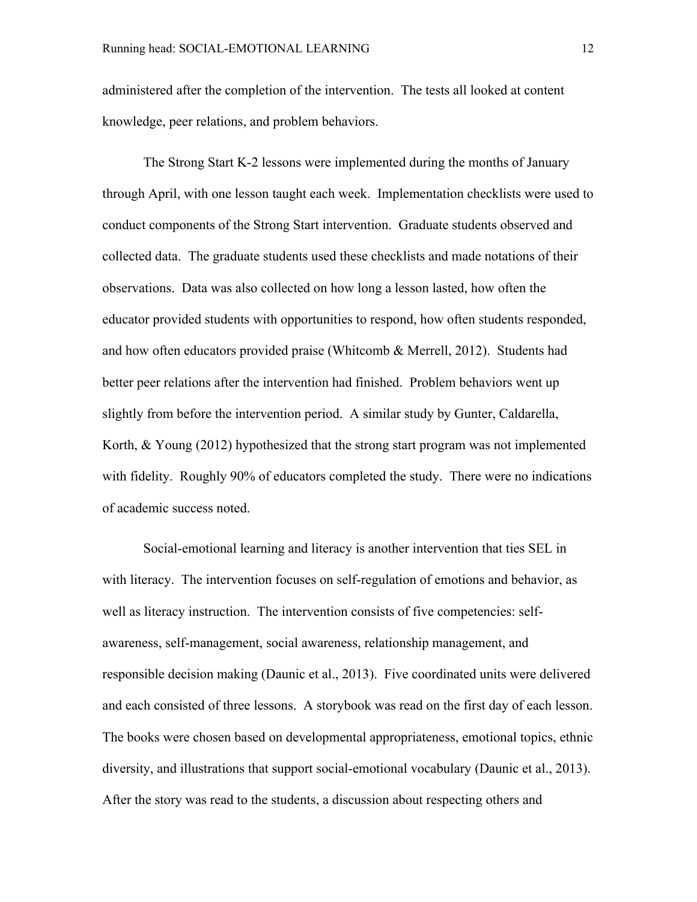administered after the completion of the intervention. The tests all looked at content knowledge, peer relations, and problem behaviors.

The Strong Start K-2 lessons were implemented during the months of January through April, with one lesson taught each week. Implementation checklists were used to conduct components of the Strong Start intervention. Graduate students observed and collected data. The graduate students used these checklists and made notations of their observations. Data was also collected on how long a lesson lasted, how often the educator provided students with opportunities to respond, how often students responded, and how often educators provided praise (Whitcomb & Merrell, 2012). Students had better peer relations after the intervention had finished. Problem behaviors went up slightly from before the intervention period. A similar study by Gunter, Caldarella, Korth, & Young (2012) hypothesized that the strong start program was not implemented with fidelity. Roughly 90% of educators completed the study. There were no indications of academic success noted.

Social-emotional learning and literacy is another intervention that ties SEL in with literacy. The intervention focuses on self-regulation of emotions and behavior, as well as literacy instruction. The intervention consists of five competencies: self-awareness, self-management, social awareness, relationship management, and responsible decision making (Daunic et al., 2013). Five coordinated units were delivered and each consisted of three lessons. A storybook was read on the first day of each lesson. The books were chosen based on developmental appropriateness, emotional topics, ethnic diversity, and illustrations that support social-emotional vocabulary (Daunic et al., 2013). After the story was read to the students, a discussion about respecting others and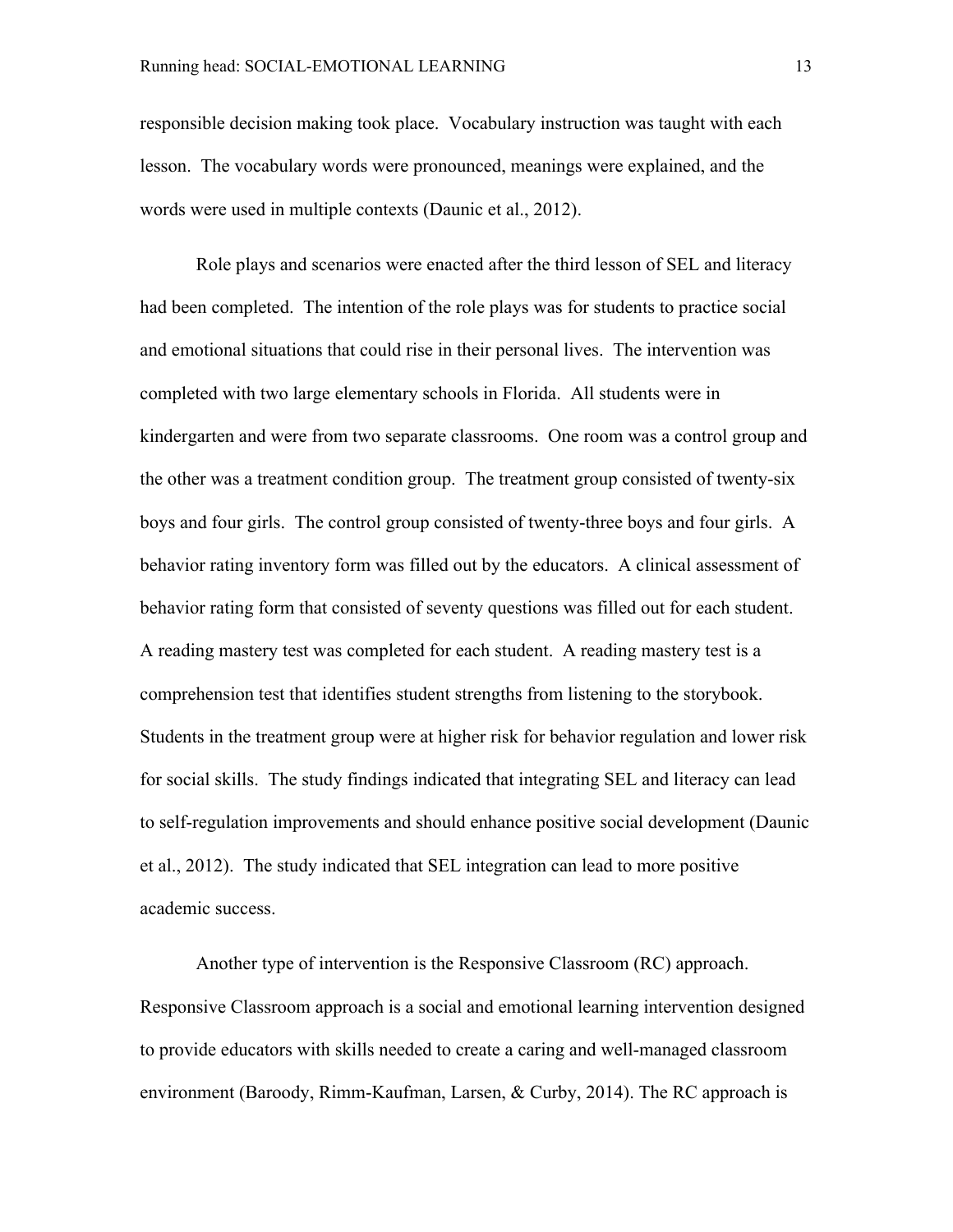responsible decision making took place. Vocabulary instruction was taught with each lesson. The vocabulary words were pronounced, meanings were explained, and the words were used in multiple contexts (Daunic et al., 2012).

Role plays and scenarios were enacted after the third lesson of SEL and literacy had been completed. The intention of the role plays was for students to practice social and emotional situations that could rise in their personal lives. The intervention was completed with two large elementary schools in Florida. All students were in kindergarten and were from two separate classrooms. One room was a control group and the other was a treatment condition group. The treatment group consisted of twenty-six boys and four girls. The control group consisted of twenty-three boys and four girls. A behavior rating inventory form was filled out by the educators. A clinical assessment of behavior rating form that consisted of seventy questions was filled out for each student. A reading mastery test was completed for each student. A reading mastery test is a comprehension test that identifies student strengths from listening to the storybook. Students in the treatment group were at higher risk for behavior regulation and lower risk for social skills. The study findings indicated that integrating SEL and literacy can lead to self-regulation improvements and should enhance positive social development (Daunic et al., 2012). The study indicated that SEL integration can lead to more positive academic success.

Another type of intervention is the Responsive Classroom (RC) approach. Responsive Classroom approach is a social and emotional learning intervention designed to provide educators with skills needed to create a caring and well-managed classroom environment (Baroody, Rimm-Kaufman, Larsen, & Curby, 2014). The RC approach is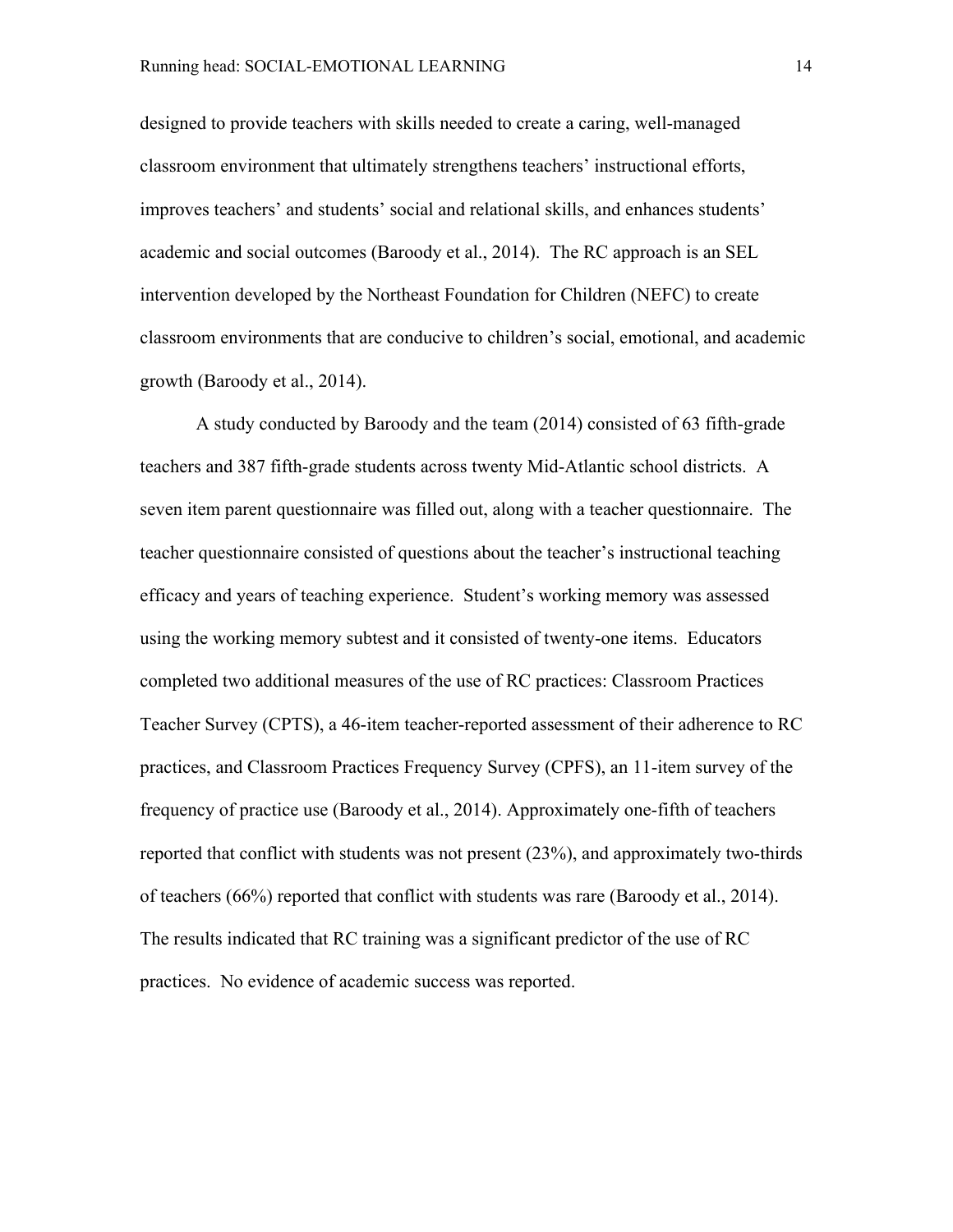designed to provide teachers with skills needed to create a caring, well-managed classroom environment that ultimately strengthens teachers' instructional efforts, improves teachers' and students' social and relational skills, and enhances students' academic and social outcomes (Baroody et al., 2014). The RC approach is an SEL intervention developed by the Northeast Foundation for Children (NEFC) to create classroom environments that are conducive to children's social, emotional, and academic growth (Baroody et al., 2014).

A study conducted by Baroody and the team (2014) consisted of 63 fifth-grade teachers and 387 fifth-grade students across twenty Mid-Atlantic school districts. A seven item parent questionnaire was filled out, along with a teacher questionnaire. The teacher questionnaire consisted of questions about the teacher's instructional teaching efficacy and years of teaching experience. Student's working memory was assessed using the working memory subtest and it consisted of twenty-one items. Educators completed two additional measures of the use of RC practices: Classroom Practices Teacher Survey (CPTS), a 46-item teacher-reported assessment of their adherence to RC practices, and Classroom Practices Frequency Survey (CPFS), an 11-item survey of the frequency of practice use (Baroody et al., 2014). Approximately one-fifth of teachers reported that conflict with students was not present (23%), and approximately two-thirds of teachers (66%) reported that conflict with students was rare (Baroody et al., 2014). The results indicated that RC training was a significant predictor of the use of RC practices. No evidence of academic success was reported.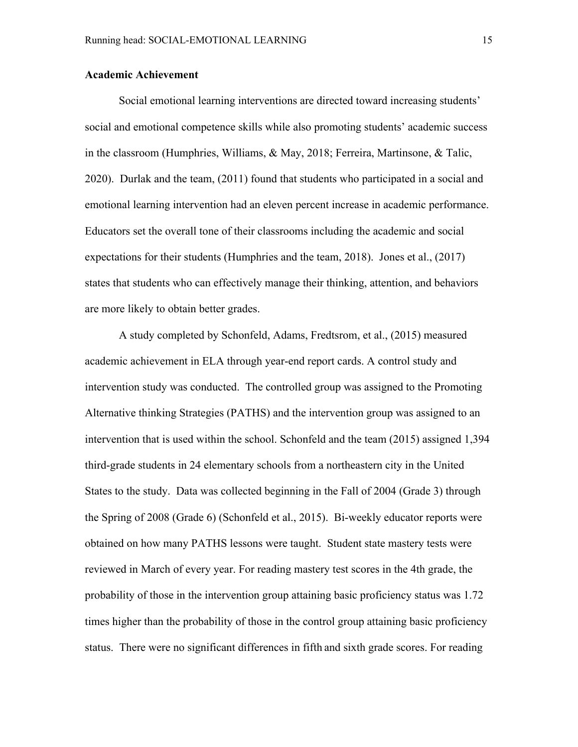**Academic Achievement**

Social emotional learning interventions are directed toward increasing students' social and emotional competence skills while also promoting students' academic success in the classroom (Humphries, Williams, & May, 2018; Ferreira, Martinsone, & Talic, 2020). Durlak and the team, (2011) found that students who participated in a social and emotional learning intervention had an eleven percent increase in academic performance. Educators set the overall tone of their classrooms including the academic and social expectations for their students (Humphries and the team, 2018). Jones et al., (2017) states that students who can effectively manage their thinking, attention, and behaviors are more likely to obtain better grades.

A study completed by Schonfeld, Adams, Fredtsrom, et al., (2015) measured academic achievement in ELA through year-end report cards. A control study and intervention study was conducted. The controlled group was assigned to the Promoting Alternative thinking Strategies (PATHS) and the intervention group was assigned to an intervention that is used within the school. Schonfeld and the team (2015) assigned 1,394 third-grade students in 24 elementary schools from a northeastern city in the United States to the study. Data was collected beginning in the Fall of 2004 (Grade 3) through the Spring of 2008 (Grade 6) (Schonfeld et al., 2015). Bi-weekly educator reports were obtained on how many PATHS lessons were taught. Student state mastery tests were reviewed in March of every year. For reading mastery test scores in the 4th grade, the probability of those in the intervention group attaining basic proficiency status was 1.72 times higher than the probability of those in the control group attaining basic proficiency status. There were no significant differences in fifth and sixth grade scores. For reading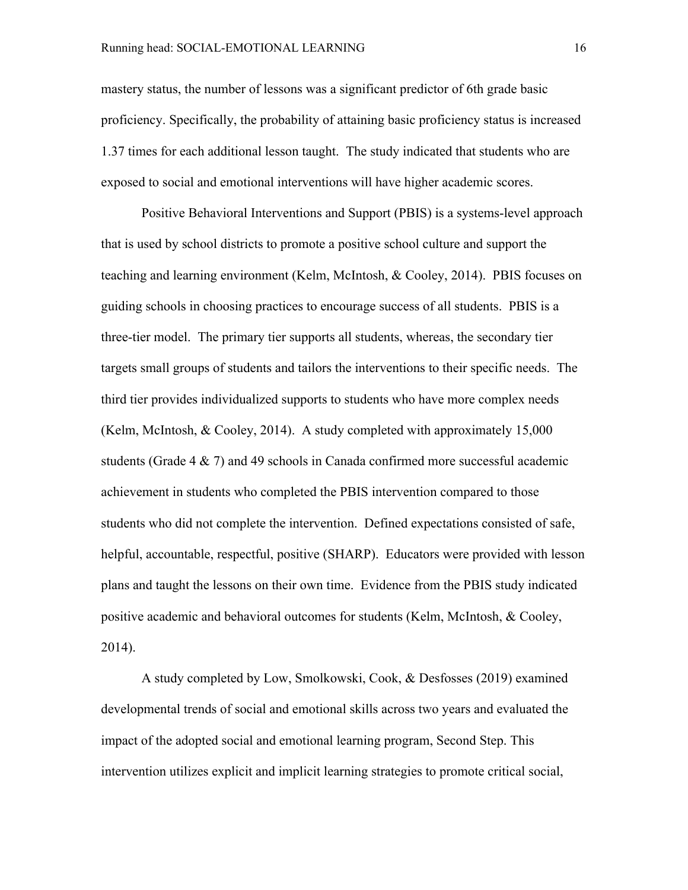mastery status, the number of lessons was a significant predictor of 6th grade basic proficiency. Specifically, the probability of attaining basic proficiency status is increased 1.37 times for each additional lesson taught.  The study indicated that students who are exposed to social and emotional interventions will have higher academic scores.

Positive Behavioral Interventions and Support (PBIS) is a systems-level approach that is used by school districts to promote a positive school culture and support the teaching and learning environment (Kelm, McIntosh, & Cooley, 2014).  PBIS focuses on guiding schools in choosing practices to encourage success of all students.  PBIS is a three-tier model.  The primary tier supports all students, whereas, the secondary tier targets small groups of students and tailors the interventions to their specific needs.  The third tier provides individualized supports to students who have more complex needs (Kelm, McIntosh, & Cooley, 2014).  A study completed with approximately 15,000 students (Grade 4 & 7) and 49 schools in Canada confirmed more successful academic achievement in students who completed the PBIS intervention compared to those students who did not complete the intervention.  Defined expectations consisted of safe, helpful, accountable, respectful, positive (SHARP).  Educators were provided with lesson plans and taught the lessons on their own time.  Evidence from the PBIS study indicated positive academic and behavioral outcomes for students (Kelm, McIntosh, & Cooley, 2014).

A study completed by Low, Smolkowski, Cook, & Desfosses (2019) examined developmental trends of social and emotional skills across two years and evaluated the impact of the adopted social and emotional learning program, Second Step. This intervention utilizes explicit and implicit learning strategies to promote critical social,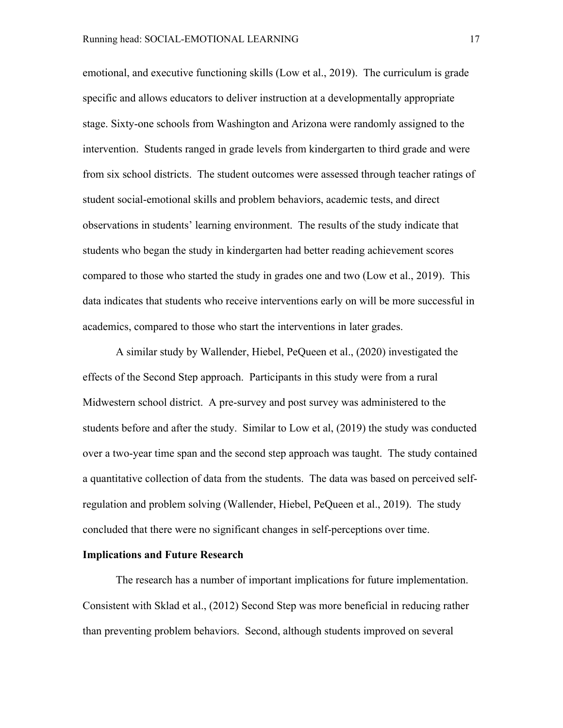emotional, and executive functioning skills (Low et al., 2019). The curriculum is grade specific and allows educators to deliver instruction at a developmentally appropriate stage. Sixty-one schools from Washington and Arizona were randomly assigned to the intervention. Students ranged in grade levels from kindergarten to third grade and were from six school districts. The student outcomes were assessed through teacher ratings of student social-emotional skills and problem behaviors, academic tests, and direct observations in students' learning environment. The results of the study indicate that students who began the study in kindergarten had better reading achievement scores compared to those who started the study in grades one and two (Low et al., 2019). This data indicates that students who receive interventions early on will be more successful in academics, compared to those who start the interventions in later grades.

A similar study by Wallender, Hiebel, PeQueen et al., (2020) investigated the effects of the Second Step approach. Participants in this study were from a rural Midwestern school district. A pre-survey and post survey was administered to the students before and after the study. Similar to Low et al, (2019) the study was conducted over a two-year time span and the second step approach was taught. The study contained a quantitative collection of data from the students. The data was based on perceived self-regulation and problem solving (Wallender, Hiebel, PeQueen et al., 2019). The study concluded that there were no significant changes in self-perceptions over time.

**Implications and Future Research**

The research has a number of important implications for future implementation. Consistent with Sklad et al., (2012) Second Step was more beneficial in reducing rather than preventing problem behaviors. Second, although students improved on several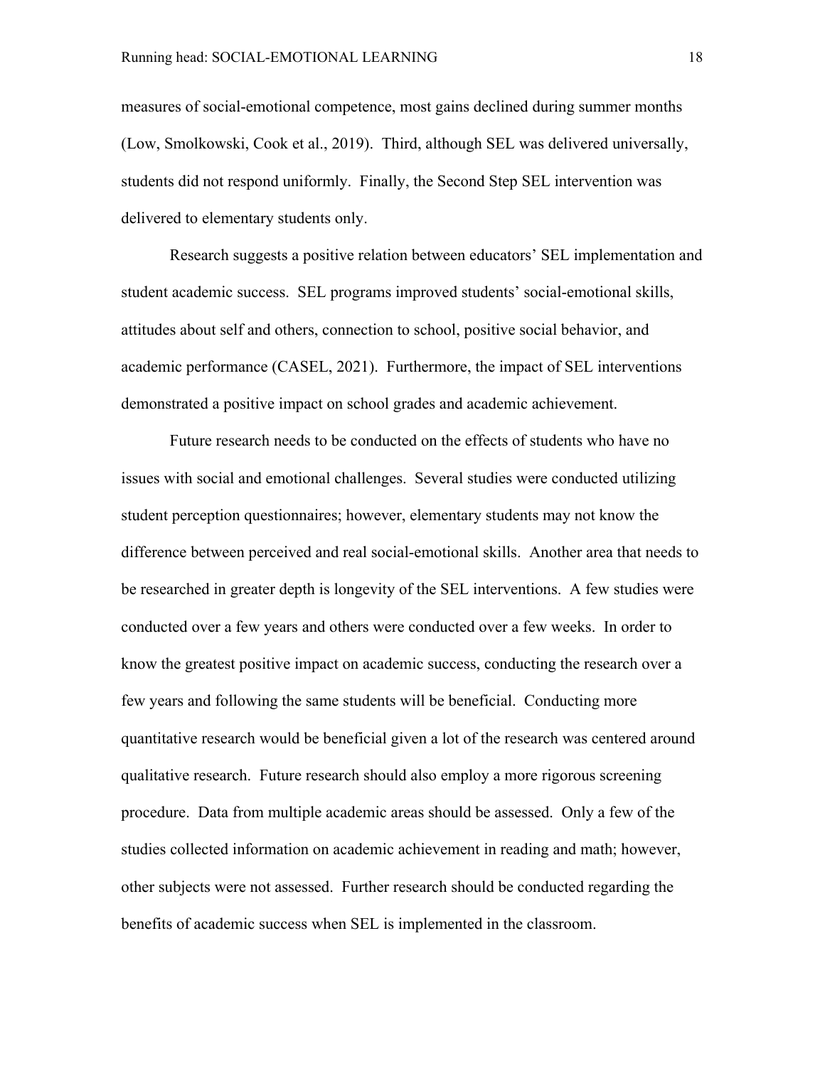measures of social-emotional competence, most gains declined during summer months (Low, Smolkowski, Cook et al., 2019). Third, although SEL was delivered universally, students did not respond uniformly. Finally, the Second Step SEL intervention was delivered to elementary students only.

Research suggests a positive relation between educators' SEL implementation and student academic success. SEL programs improved students' social-emotional skills, attitudes about self and others, connection to school, positive social behavior, and academic performance (CASEL, 2021). Furthermore, the impact of SEL interventions demonstrated a positive impact on school grades and academic achievement.

Future research needs to be conducted on the effects of students who have no issues with social and emotional challenges. Several studies were conducted utilizing student perception questionnaires; however, elementary students may not know the difference between perceived and real social-emotional skills. Another area that needs to be researched in greater depth is longevity of the SEL interventions. A few studies were conducted over a few years and others were conducted over a few weeks. In order to know the greatest positive impact on academic success, conducting the research over a few years and following the same students will be beneficial. Conducting more quantitative research would be beneficial given a lot of the research was centered around qualitative research. Future research should also employ a more rigorous screening procedure. Data from multiple academic areas should be assessed. Only a few of the studies collected information on academic achievement in reading and math; however, other subjects were not assessed. Further research should be conducted regarding the benefits of academic success when SEL is implemented in the classroom.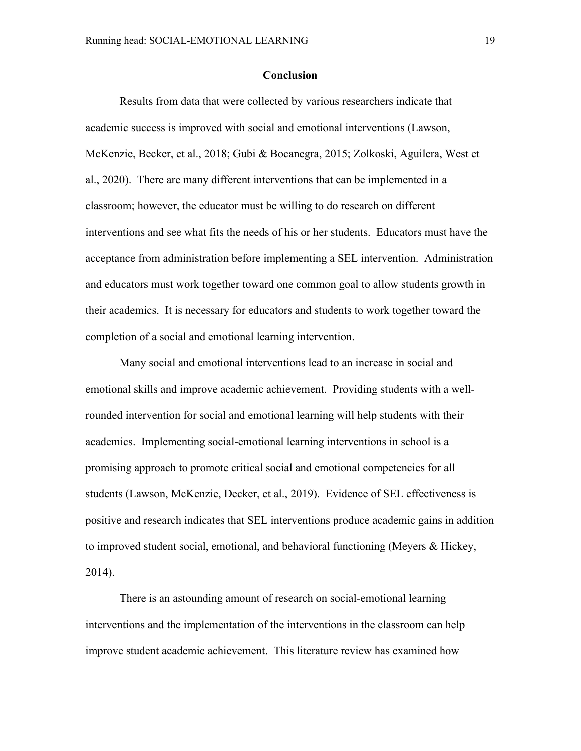## Conclusion

Results from data that were collected by various researchers indicate that academic success is improved with social and emotional interventions (Lawson, McKenzie, Becker, et al., 2018; Gubi & Bocanegra, 2015; Zolkoski, Aguilera, West et al., 2020). There are many different interventions that can be implemented in a classroom; however, the educator must be willing to do research on different interventions and see what fits the needs of his or her students. Educators must have the acceptance from administration before implementing a SEL intervention. Administration and educators must work together toward one common goal to allow students growth in their academics. It is necessary for educators and students to work together toward the completion of a social and emotional learning intervention.

Many social and emotional interventions lead to an increase in social and emotional skills and improve academic achievement. Providing students with a well-rounded intervention for social and emotional learning will help students with their academics. Implementing social-emotional learning interventions in school is a promising approach to promote critical social and emotional competencies for all students (Lawson, McKenzie, Decker, et al., 2019). Evidence of SEL effectiveness is positive and research indicates that SEL interventions produce academic gains in addition to improved student social, emotional, and behavioral functioning (Meyers & Hickey, 2014).

There is an astounding amount of research on social-emotional learning interventions and the implementation of the interventions in the classroom can help improve student academic achievement. This literature review has examined how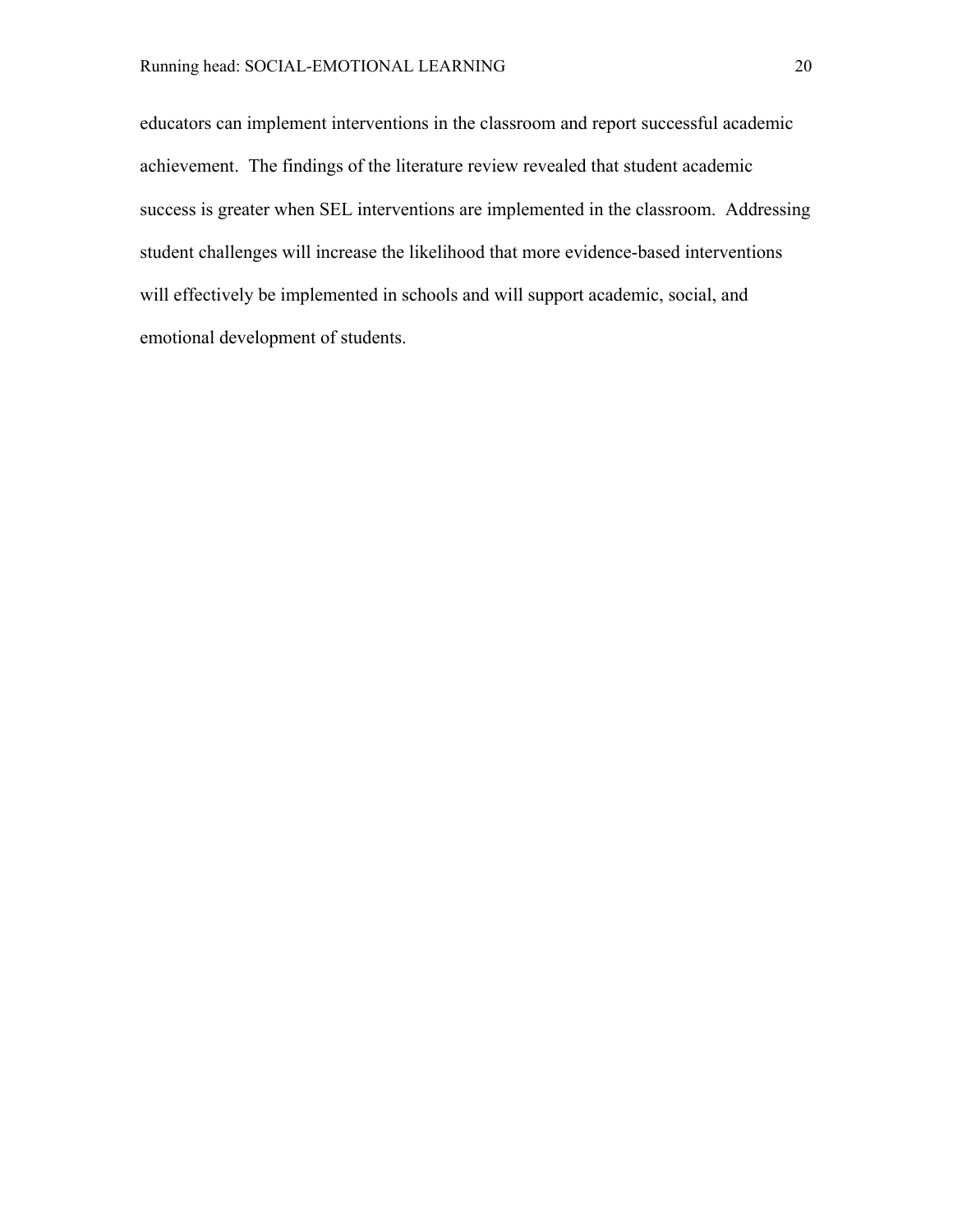educators can implement interventions in the classroom and report successful academic achievement. The findings of the literature review revealed that student academic success is greater when SEL interventions are implemented in the classroom. Addressing student challenges will increase the likelihood that more evidence-based interventions will effectively be implemented in schools and will support academic, social, and emotional development of students.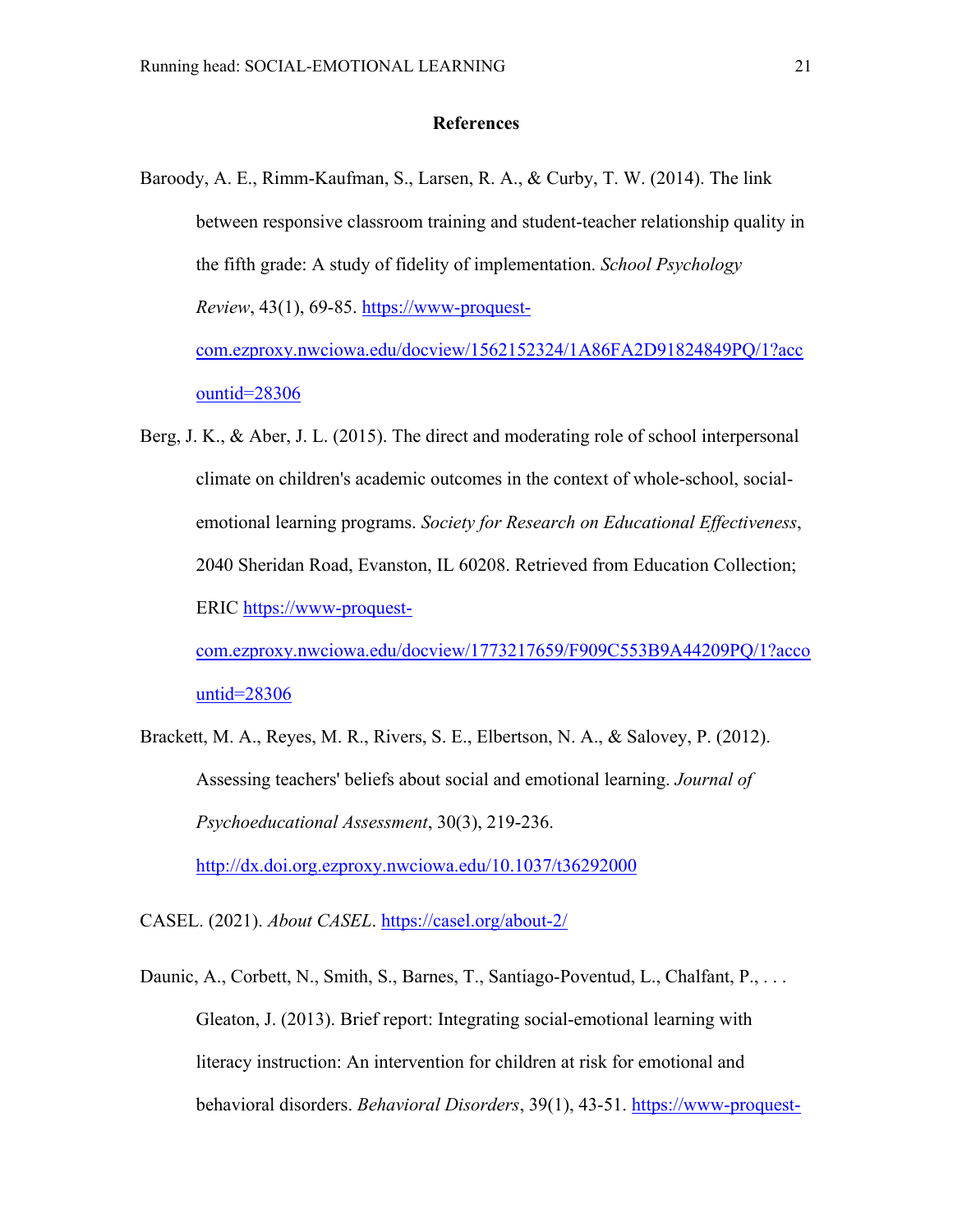# References

Baroody, A. E., Rimm-Kaufman, S., Larsen, R. A., & Curby, T. W. (2014). The link between responsive classroom training and student-teacher relationship quality in the fifth grade: A study of fidelity of implementation. *School Psychology Review*, 43(1), 69-85. https://www-proquest-com.ezproxy.nwciowa.edu/docview/1562152324/1A86FA2D91824849PQ/1?accountid=28306

Berg, J. K., & Aber, J. L. (2015). The direct and moderating role of school interpersonal climate on children's academic outcomes in the context of whole-school, social-emotional learning programs. *Society for Research on Educational Effectiveness*, 2040 Sheridan Road, Evanston, IL 60208. Retrieved from Education Collection; ERIC https://www-proquest-com.ezproxy.nwciowa.edu/docview/1773217659/F909C553B9A44209PQ/1?accountid=28306

Brackett, M. A., Reyes, M. R., Rivers, S. E., Elbertson, N. A., & Salovey, P. (2012). Assessing teachers' beliefs about social and emotional learning. *Journal of Psychoeducational Assessment*, 30(3), 219-236. http://dx.doi.org.ezproxy.nwciowa.edu/10.1037/t36292000

CASEL. (2021). *About CASEL*. https://casel.org/about-2/

Daunic, A., Corbett, N., Smith, S., Barnes, T., Santiago-Poventud, L., Chalfant, P., . . . Gleaton, J. (2013). Brief report: Integrating social-emotional learning with literacy instruction: An intervention for children at risk for emotional and behavioral disorders. *Behavioral Disorders*, 39(1), 43-51. https://www-proquest-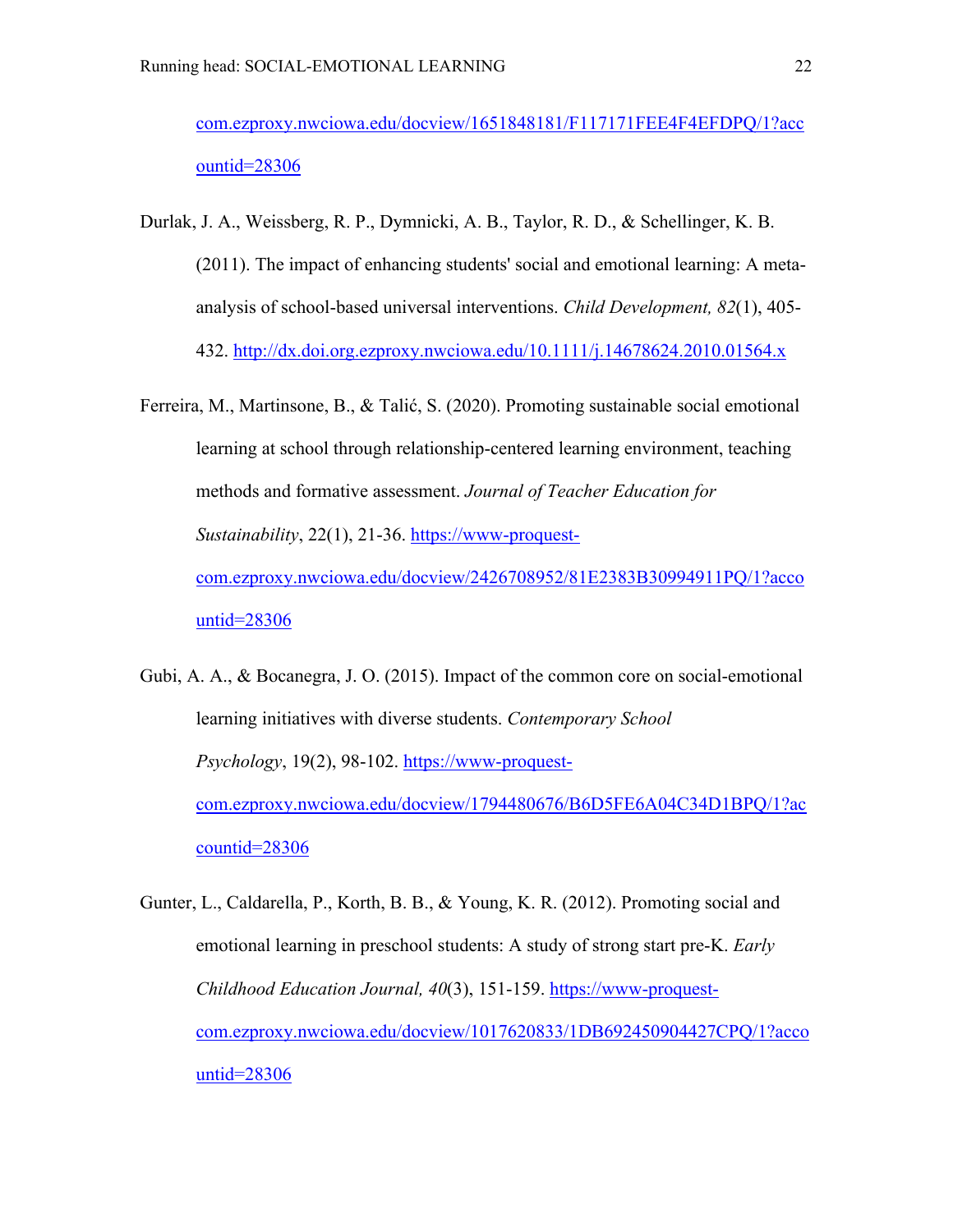com.ezproxy.nwciowa.edu/docview/1651848181/F117171FEE4F4EFDPQ/1?accountid=28306

Durlak, J. A., Weissberg, R. P., Dymnicki, A. B., Taylor, R. D., & Schellinger, K. B. (2011). The impact of enhancing students' social and emotional learning: A meta-analysis of school-based universal interventions. *Child Development, 82*(1), 405-432. http://dx.doi.org.ezproxy.nwciowa.edu/10.1111/j.14678624.2010.01564.x

Ferreira, M., Martinsone, B., & Talić, S. (2020). Promoting sustainable social emotional learning at school through relationship-centered learning environment, teaching methods and formative assessment. *Journal of Teacher Education for Sustainability*, 22(1), 21-36. https://www-proquest-com.ezproxy.nwciowa.edu/docview/2426708952/81E2383B30994911PQ/1?accountid=28306

Gubi, A. A., & Bocanegra, J. O. (2015). Impact of the common core on social-emotional learning initiatives with diverse students. *Contemporary School Psychology*, 19(2), 98-102. https://www-proquest-com.ezproxy.nwciowa.edu/docview/1794480676/B6D5FE6A04C34D1BPQ/1?accountid=28306

Gunter, L., Caldarella, P., Korth, B. B., & Young, K. R. (2012). Promoting social and emotional learning in preschool students: A study of strong start pre-K. *Early Childhood Education Journal, 40*(3), 151-159. https://www-proquest-com.ezproxy.nwciowa.edu/docview/1017620833/1DB692450904427CPQ/1?accountid=28306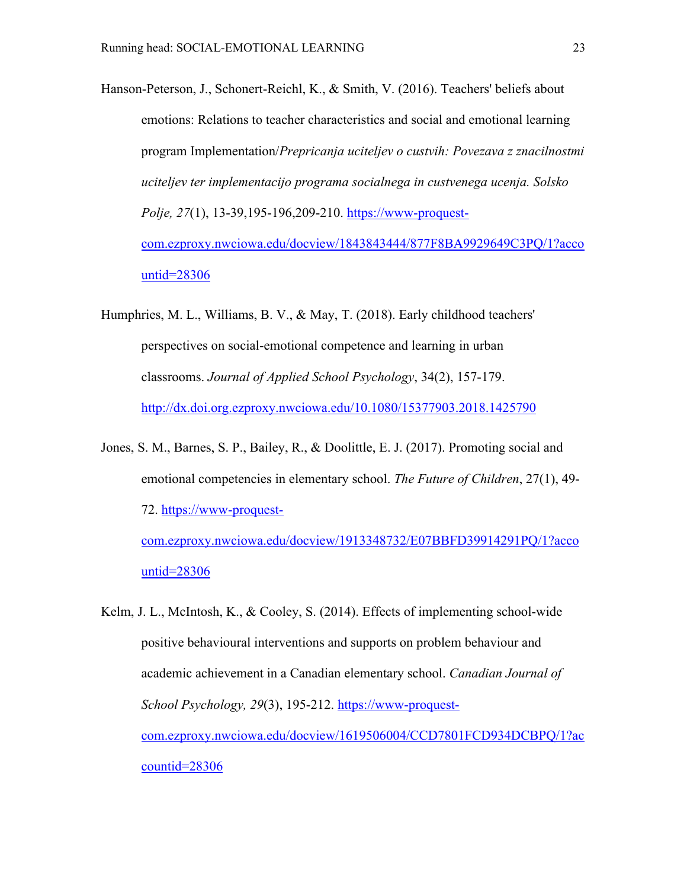Hanson-Peterson, J., Schonert-Reichl, K., & Smith, V. (2016). Teachers' beliefs about emotions: Relations to teacher characteristics and social and emotional learning program Implementation/*Prepricanja uciteljev o custvih: Povezava z znacilnostmi uciteljev ter implementacijo programa socialnega in custvenega ucenja. Solsko Polje, 27*(1), 13-39,195-196,209-210. https://www-proquest-com.ezproxy.nwciowa.edu/docview/1843843444/877F8BA9929649C3PQ/1?accountid=28306

Humphries, M. L., Williams, B. V., & May, T. (2018). Early childhood teachers' perspectives on social-emotional competence and learning in urban classrooms. *Journal of Applied School Psychology*, 34(2), 157-179. http://dx.doi.org.ezproxy.nwciowa.edu/10.1080/15377903.2018.1425790

Jones, S. M., Barnes, S. P., Bailey, R., & Doolittle, E. J. (2017). Promoting social and emotional competencies in elementary school. *The Future of Children*, 27(1), 49-72. https://www-proquest-com.ezproxy.nwciowa.edu/docview/1913348732/E07BBFD39914291PQ/1?accountid=28306

Kelm, J. L., McIntosh, K., & Cooley, S. (2014). Effects of implementing school-wide positive behavioural interventions and supports on problem behaviour and academic achievement in a Canadian elementary school. *Canadian Journal of School Psychology, 29*(3), 195-212. https://www-proquest-com.ezproxy.nwciowa.edu/docview/1619506004/CCD7801FCD934DCBPQ/1?accountid=28306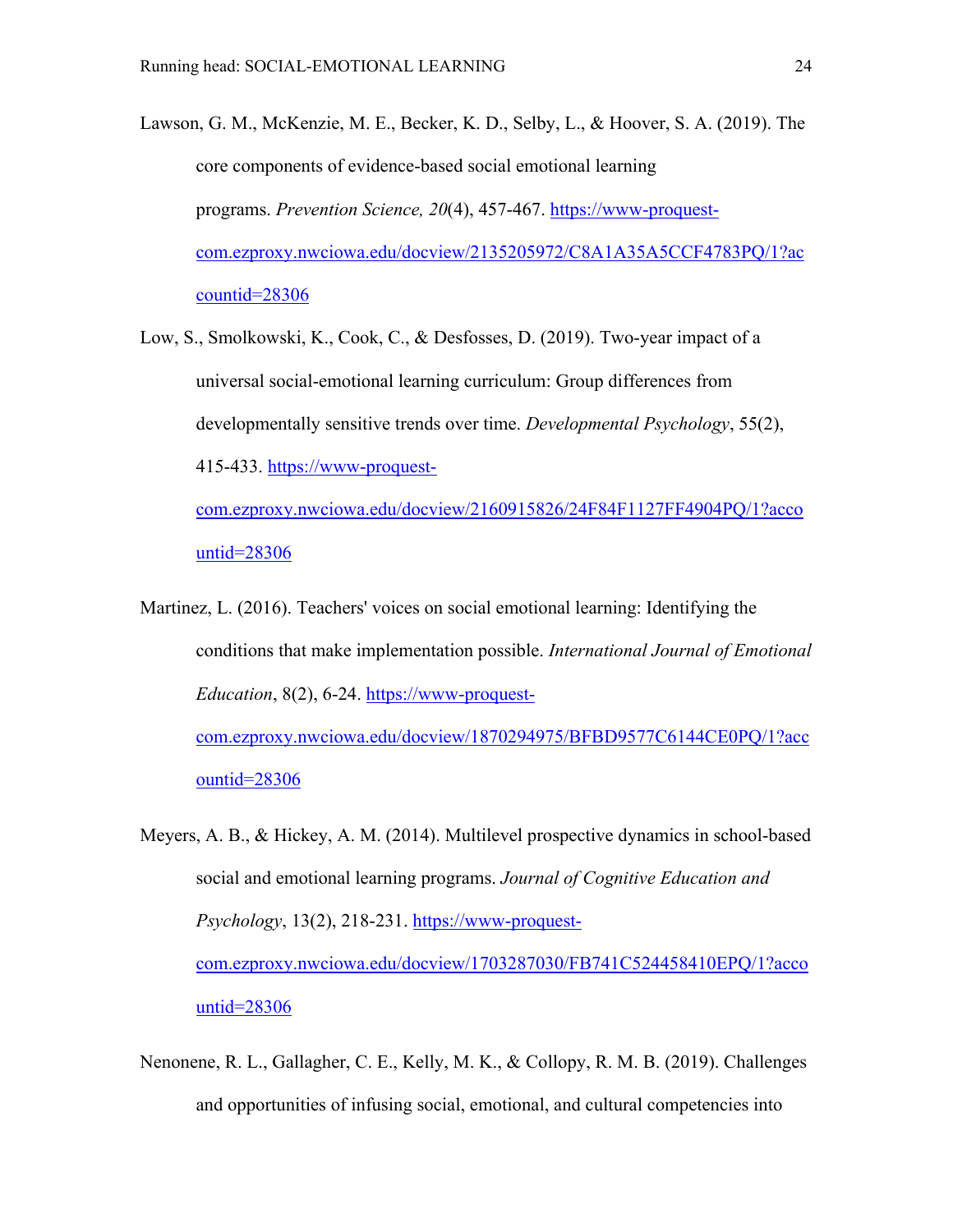Lawson, G. M., McKenzie, M. E., Becker, K. D., Selby, L., & Hoover, S. A. (2019). The core components of evidence-based social emotional learning programs. *Prevention Science, 20*(4), 457-467. https://www-proquest-com.ezproxy.nwciowa.edu/docview/2135205972/C8A1A35A5CCF4783PQ/1?accountid=28306

Low, S., Smolkowski, K., Cook, C., & Desfosses, D. (2019). Two-year impact of a universal social-emotional learning curriculum: Group differences from developmentally sensitive trends over time. *Developmental Psychology*, 55(2), 415-433. https://www-proquest-com.ezproxy.nwciowa.edu/docview/2160915826/24F84F1127FF4904PQ/1?accountid=28306

Martinez, L. (2016). Teachers' voices on social emotional learning: Identifying the conditions that make implementation possible. *International Journal of Emotional Education*, 8(2), 6-24. https://www-proquest-com.ezproxy.nwciowa.edu/docview/1870294975/BFBD9577C6144CE0PQ/1?accountid=28306

Meyers, A. B., & Hickey, A. M. (2014). Multilevel prospective dynamics in school-based social and emotional learning programs. *Journal of Cognitive Education and Psychology*, 13(2), 218-231. https://www-proquest-com.ezproxy.nwciowa.edu/docview/1703287030/FB741C524458410EPQ/1?accountid=28306

Nenonene, R. L., Gallagher, C. E., Kelly, M. K., & Collopy, R. M. B. (2019). Challenges and opportunities of infusing social, emotional, and cultural competencies into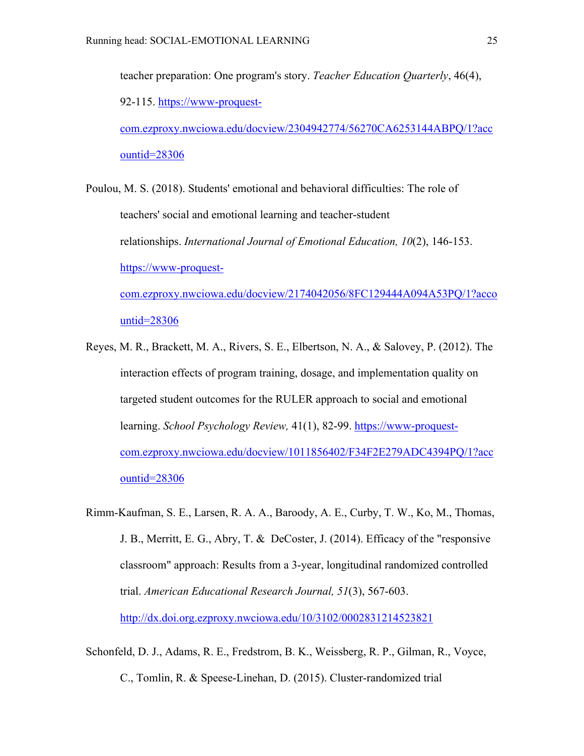teacher preparation: One program's story. *Teacher Education Quarterly*, 46(4), 92-115. https://www-proquest-com.ezproxy.nwciowa.edu/docview/2304942774/56270CA6253144ABPQ/1?accountid=28306

Poulou, M. S. (2018). Students' emotional and behavioral difficulties: The role of teachers' social and emotional learning and teacher-student relationships. *International Journal of Emotional Education, 10*(2), 146-153. https://www-proquest-com.ezproxy.nwciowa.edu/docview/2174042056/8FC129444A094A53PQ/1?accountid=28306

Reyes, M. R., Brackett, M. A., Rivers, S. E., Elbertson, N. A., & Salovey, P. (2012). The interaction effects of program training, dosage, and implementation quality on targeted student outcomes for the RULER approach to social and emotional learning. *School Psychology Review,* 41(1), 82-99. https://www-proquest-com.ezproxy.nwciowa.edu/docview/1011856402/F34F2E279ADC4394PQ/1?accountid=28306

Rimm-Kaufman, S. E., Larsen, R. A. A., Baroody, A. E., Curby, T. W., Ko, M., Thomas, J. B., Merritt, E. G., Abry, T. & DeCoster, J. (2014). Efficacy of the "responsive classroom" approach: Results from a 3-year, longitudinal randomized controlled trial. *American Educational Research Journal, 51*(3), 567-603. http://dx.doi.org.ezproxy.nwciowa.edu/10/3102/0002831214523821

Schonfeld, D. J., Adams, R. E., Fredstrom, B. K., Weissberg, R. P., Gilman, R., Voyce, C., Tomlin, R. & Speese-Linehan, D. (2015). Cluster-randomized trial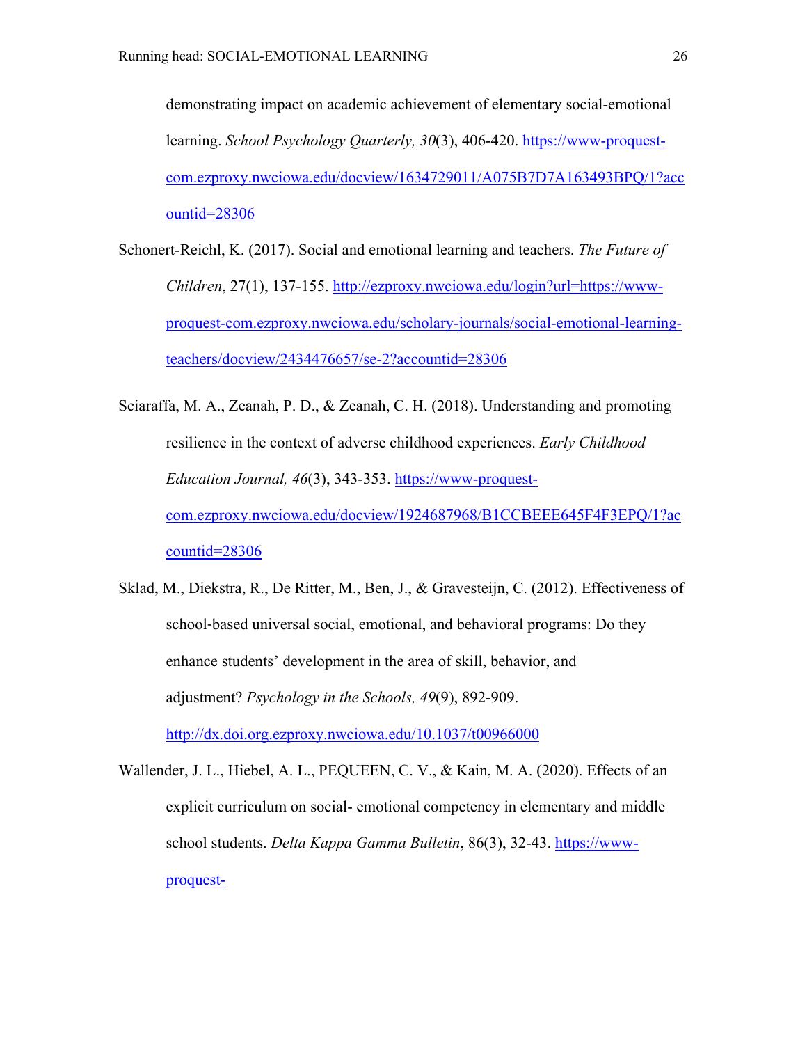demonstrating impact on academic achievement of elementary social-emotional learning. *School Psychology Quarterly, 30*(3), 406-420. https://www-proquest-com.ezproxy.nwciowa.edu/docview/1634729011/A075B7D7A163493BPQ/1?accountid=28306

Schonert-Reichl, K. (2017). Social and emotional learning and teachers. *The Future of Children*, 27(1), 137-155. http://ezproxy.nwciowa.edu/login?url=https://www-proquest-com.ezproxy.nwciowa.edu/scholary-journals/social-emotional-learning-teachers/docview/2434476657/se-2?accountid=28306

Sciaraffa, M. A., Zeanah, P. D., & Zeanah, C. H. (2018). Understanding and promoting resilience in the context of adverse childhood experiences. *Early Childhood Education Journal, 46*(3), 343-353. https://www-proquest-com.ezproxy.nwciowa.edu/docview/1924687968/B1CCBEEE645F4F3EPQ/1?accountid=28306

Sklad, M., Diekstra, R., De Ritter, M., Ben, J., & Gravesteijn, C. (2012). Effectiveness of school-based universal social, emotional, and behavioral programs: Do they enhance students' development in the area of skill, behavior, and adjustment? *Psychology in the Schools, 49*(9), 892-909. http://dx.doi.org.ezproxy.nwciowa.edu/10.1037/t00966000

Wallender, J. L., Hiebel, A. L., PEQUEEN, C. V., & Kain, M. A. (2020). Effects of an explicit curriculum on social- emotional competency in elementary and middle school students. *Delta Kappa Gamma Bulletin*, 86(3), 32-43. https://www-proquest-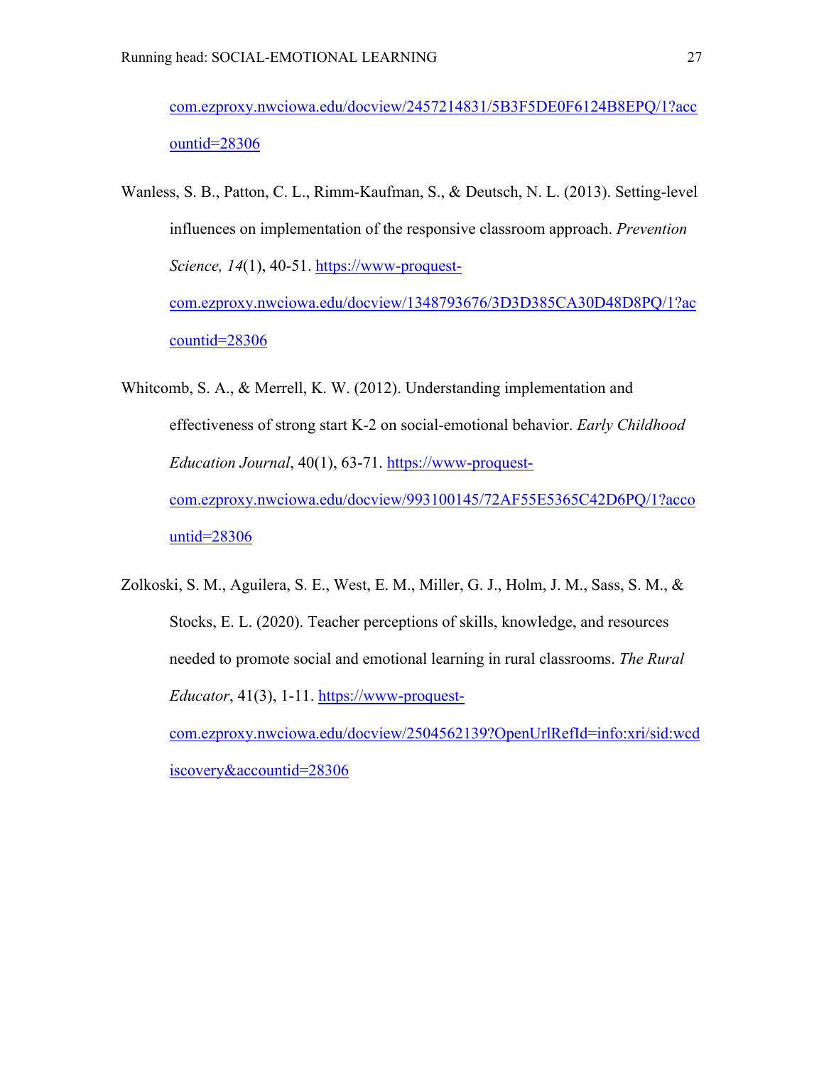com.ezproxy.nwciowa.edu/docview/2457214831/5B3F5DE0F6124B8EPQ/1?accountid=28306

Wanless, S. B., Patton, C. L., Rimm-Kaufman, S., & Deutsch, N. L. (2013). Setting-level influences on implementation of the responsive classroom approach. *Prevention Science, 14*(1), 40-51. https://www-proquest-com.ezproxy.nwciowa.edu/docview/1348793676/3D3D385CA30D48D8PQ/1?accountid=28306

Whitcomb, S. A., & Merrell, K. W. (2012). Understanding implementation and effectiveness of strong start K-2 on social-emotional behavior. *Early Childhood Education Journal*, 40(1), 63-71. https://www-proquest-com.ezproxy.nwciowa.edu/docview/993100145/72AF55E5365C42D6PQ/1?accountid=28306

Zolkoski, S. M., Aguilera, S. E., West, E. M., Miller, G. J., Holm, J. M., Sass, S. M., & Stocks, E. L. (2020). Teacher perceptions of skills, knowledge, and resources needed to promote social and emotional learning in rural classrooms. *The Rural Educator*, 41(3), 1-11. https://www-proquest-com.ezproxy.nwciowa.edu/docview/2504562139?OpenUrlRefId=info:xri/sid:wcdiscovery&accountid=28306